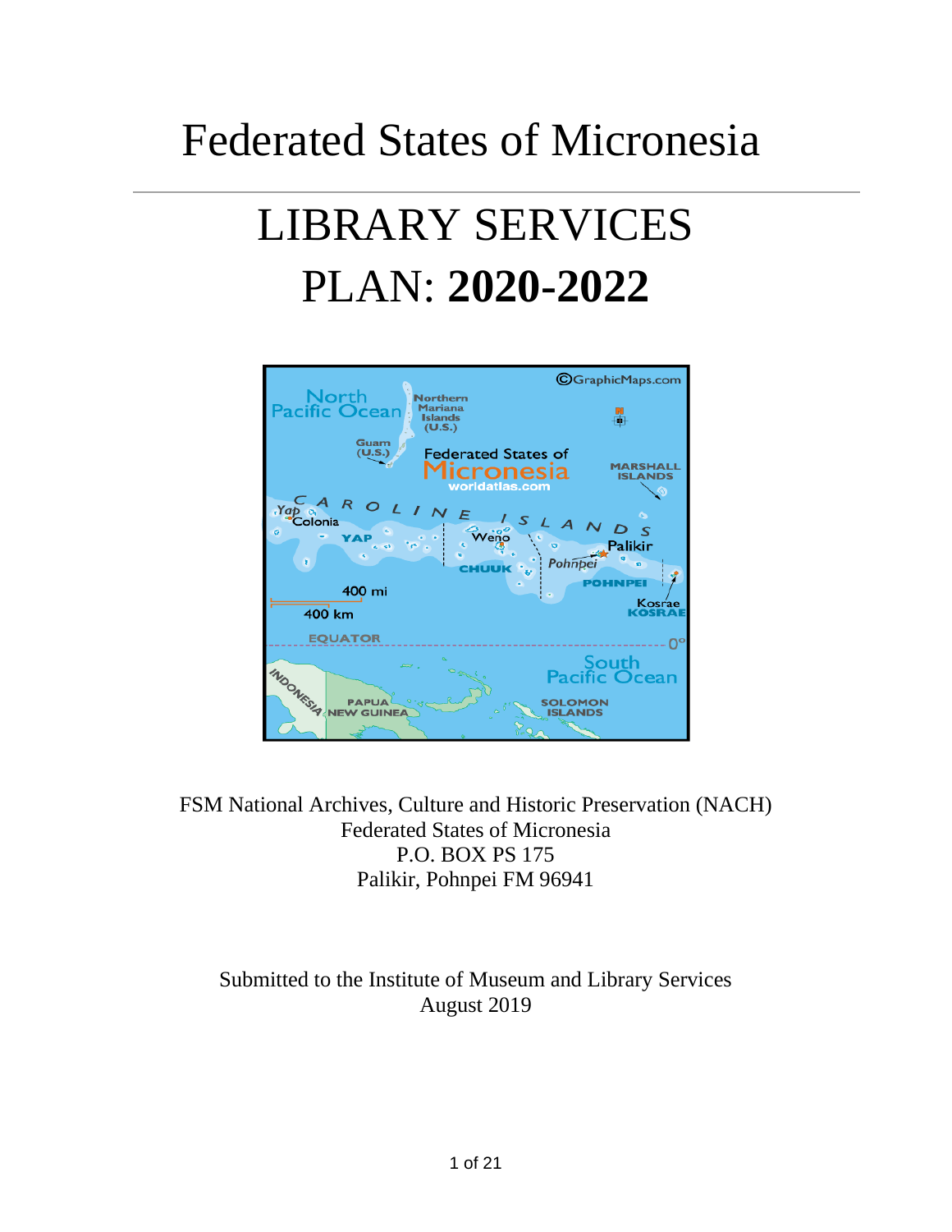# Federated States of Micronesia

# LIBRARY SERVICES PLAN: **2020-2022**

FSM National Archives, Culture and Historic Preservation (NACH)
Federated States of Micronesia
P.O. BOX PS 175
Palikir, Pohnpei FM 96941

Submitted to the Institute of Museum and Library Services
August 2019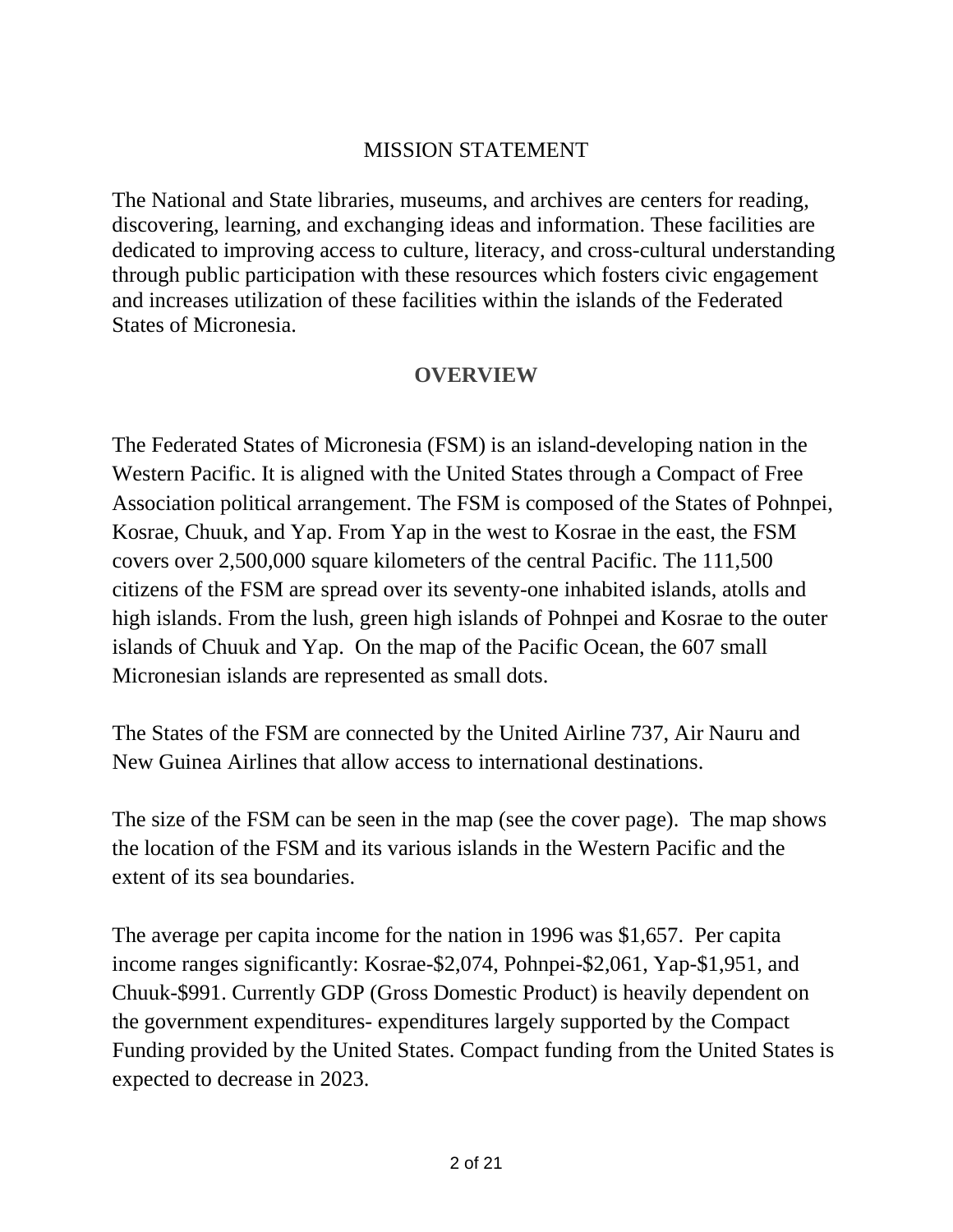## MISSION STATEMENT

The National and State libraries, museums, and archives are centers for reading, discovering, learning, and exchanging ideas and information. These facilities are dedicated to improving access to culture, literacy, and cross-cultural understanding through public participation with these resources which fosters civic engagement and increases utilization of these facilities within the islands of the Federated States of Micronesia.

## OVERVIEW

The Federated States of Micronesia (FSM) is an island-developing nation in the Western Pacific. It is aligned with the United States through a Compact of Free Association political arrangement. The FSM is composed of the States of Pohnpei, Kosrae, Chuuk, and Yap. From Yap in the west to Kosrae in the east, the FSM covers over 2,500,000 square kilometers of the central Pacific. The 111,500 citizens of the FSM are spread over its seventy-one inhabited islands, atolls and high islands. From the lush, green high islands of Pohnpei and Kosrae to the outer islands of Chuuk and Yap. On the map of the Pacific Ocean, the 607 small Micronesian islands are represented as small dots.

The States of the FSM are connected by the United Airline 737, Air Nauru and New Guinea Airlines that allow access to international destinations.

The size of the FSM can be seen in the map (see the cover page). The map shows the location of the FSM and its various islands in the Western Pacific and the extent of its sea boundaries.

The average per capita income for the nation in 1996 was $1,657. Per capita income ranges significantly: Kosrae-$2,074, Pohnpei-$2,061, Yap-$1,951, and Chuuk-$991. Currently GDP (Gross Domestic Product) is heavily dependent on the government expenditures- expenditures largely supported by the Compact Funding provided by the United States. Compact funding from the United States is expected to decrease in 2023.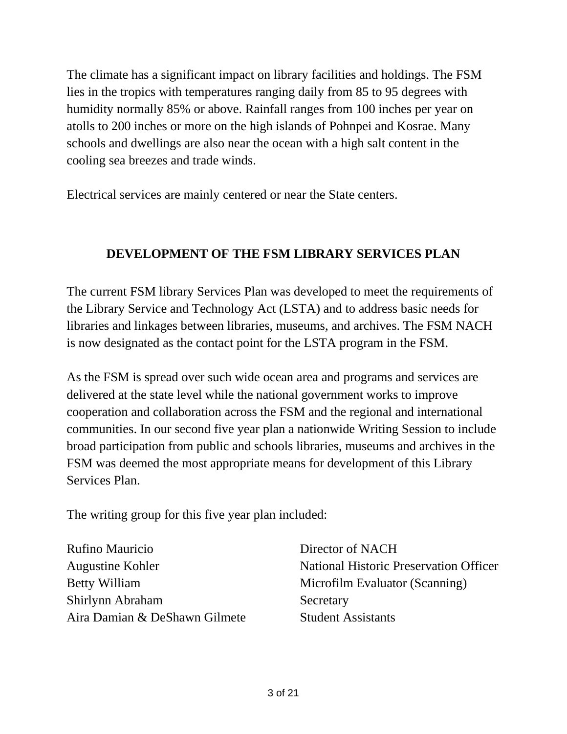The climate has a significant impact on library facilities and holdings. The FSM lies in the tropics with temperatures ranging daily from 85 to 95 degrees with humidity normally 85% or above. Rainfall ranges from 100 inches per year on atolls to 200 inches or more on the high islands of Pohnpei and Kosrae. Many schools and dwellings are also near the ocean with a high salt content in the cooling sea breezes and trade winds.

Electrical services are mainly centered or near the State centers.

## DEVELOPMENT OF THE FSM LIBRARY SERVICES PLAN

The current FSM library Services Plan was developed to meet the requirements of the Library Service and Technology Act (LSTA) and to address basic needs for libraries and linkages between libraries, museums, and archives. The FSM NACH is now designated as the contact point for the LSTA program in the FSM.

As the FSM is spread over such wide ocean area and programs and services are delivered at the state level while the national government works to improve cooperation and collaboration across the FSM and the regional and international communities. In our second five year plan a nationwide Writing Session to include broad participation from public and schools libraries, museums and archives in the FSM was deemed the most appropriate means for development of this Library Services Plan.

The writing group for this five year plan included:

| | |
|---|---|
| Rufino Mauricio | Director of NACH |
| Augustine Kohler | National Historic Preservation Officer |
| Betty William | Microfilm Evaluator (Scanning) |
| Shirlynn Abraham | Secretary |
| Aira Damian & DeShawn Gilmete | Student Assistants |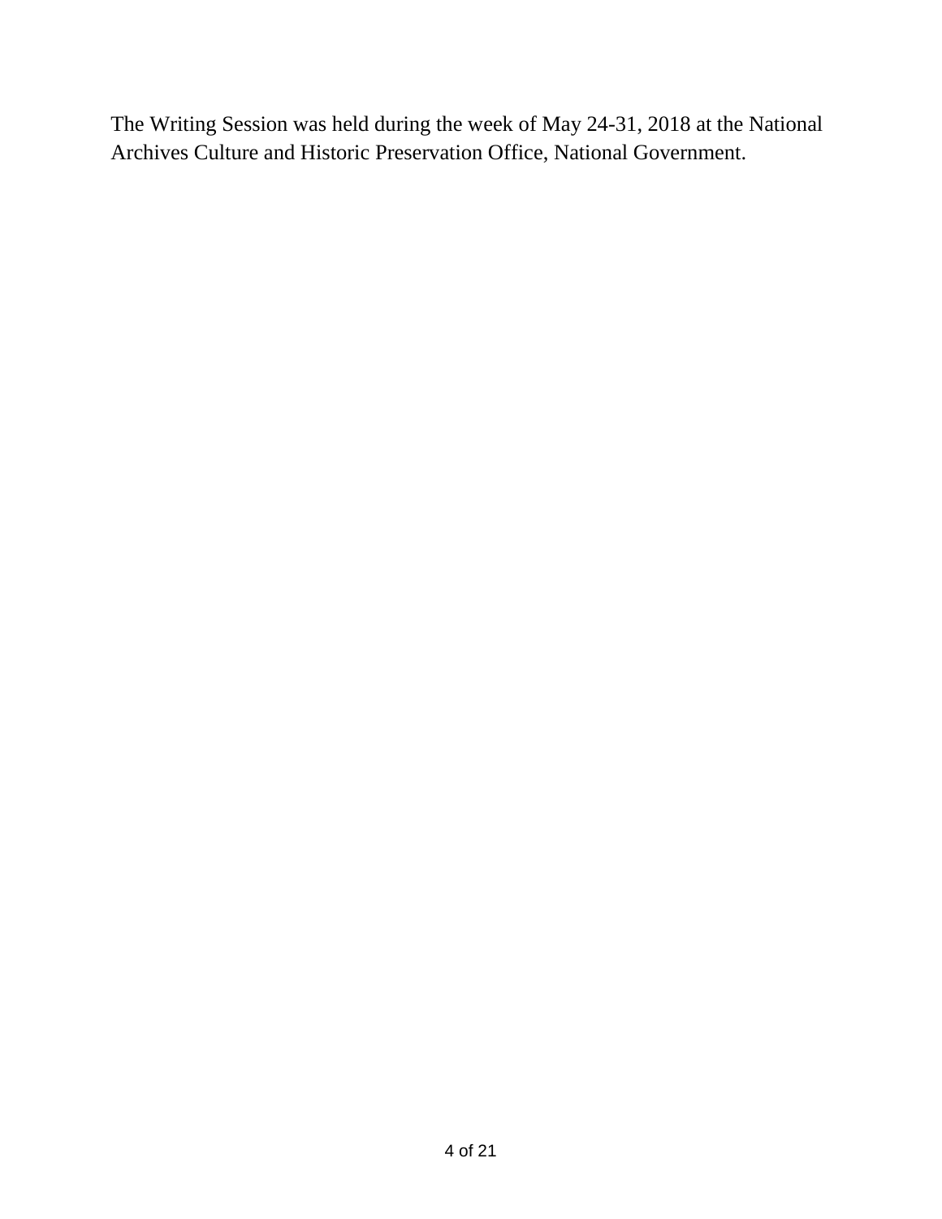The Writing Session was held during the week of May 24-31, 2018 at the National Archives Culture and Historic Preservation Office, National Government.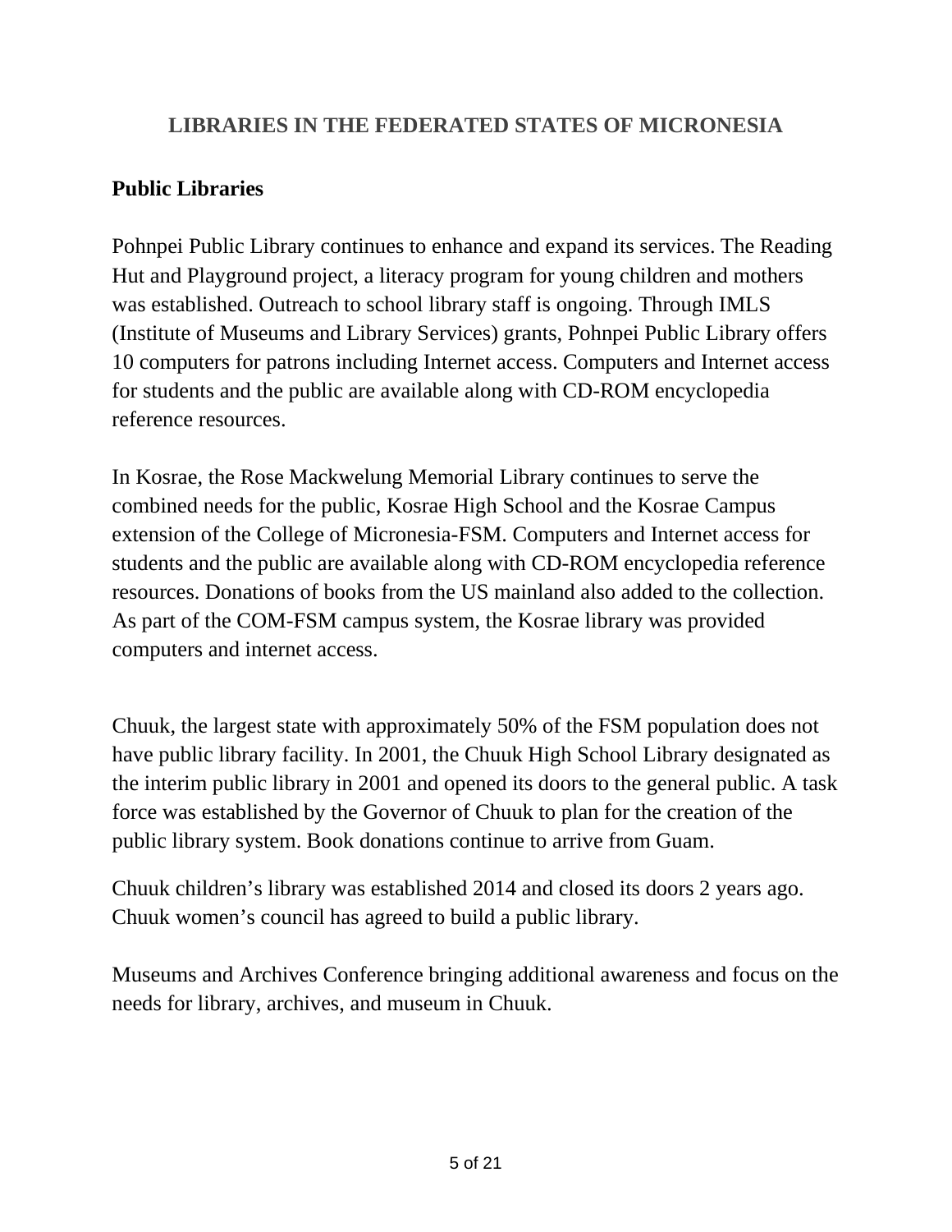# LIBRARIES IN THE FEDERATED STATES OF MICRONESIA

## Public Libraries

Pohnpei Public Library continues to enhance and expand its services. The Reading Hut and Playground project, a literacy program for young children and mothers was established. Outreach to school library staff is ongoing. Through IMLS (Institute of Museums and Library Services) grants, Pohnpei Public Library offers 10 computers for patrons including Internet access. Computers and Internet access for students and the public are available along with CD-ROM encyclopedia reference resources.

In Kosrae, the Rose Mackwelung Memorial Library continues to serve the combined needs for the public, Kosrae High School and the Kosrae Campus extension of the College of Micronesia-FSM. Computers and Internet access for students and the public are available along with CD-ROM encyclopedia reference resources. Donations of books from the US mainland also added to the collection. As part of the COM-FSM campus system, the Kosrae library was provided computers and internet access.

Chuuk, the largest state with approximately 50% of the FSM population does not have public library facility. In 2001, the Chuuk High School Library designated as the interim public library in 2001 and opened its doors to the general public. A task force was established by the Governor of Chuuk to plan for the creation of the public library system. Book donations continue to arrive from Guam.

Chuuk children's library was established 2014 and closed its doors 2 years ago. Chuuk women's council has agreed to build a public library.

Museums and Archives Conference bringing additional awareness and focus on the needs for library, archives, and museum in Chuuk.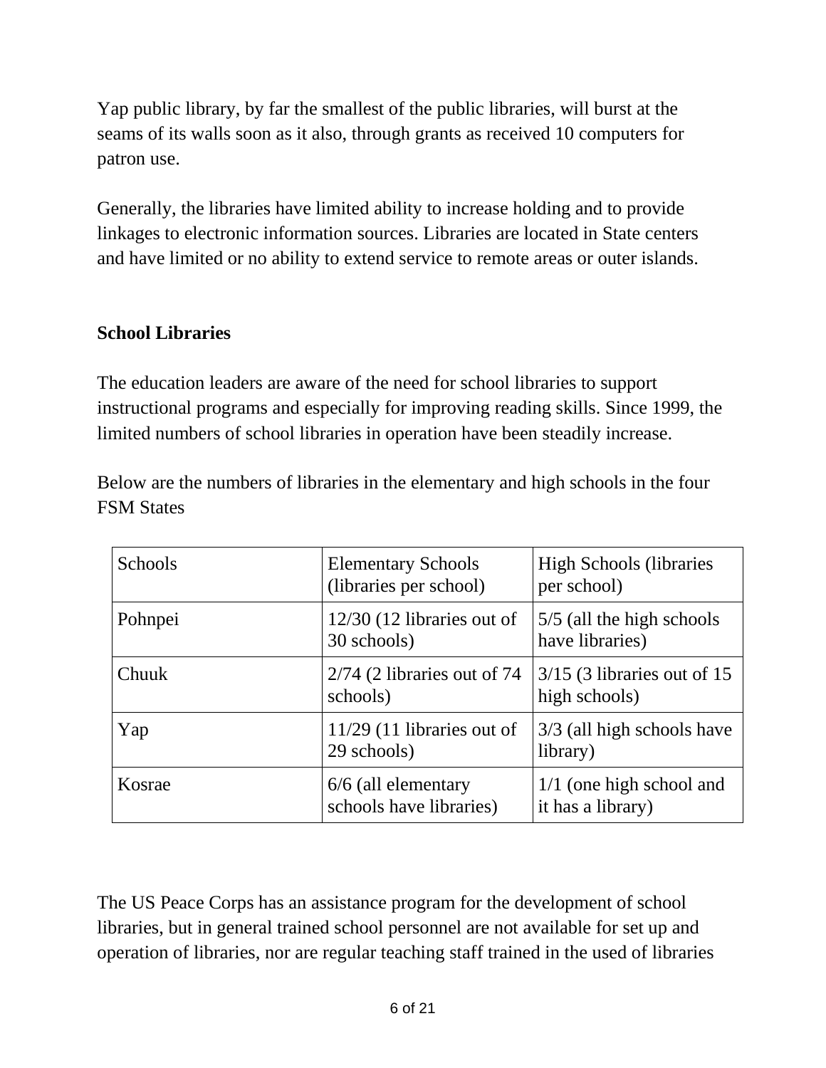Yap public library, by far the smallest of the public libraries, will burst at the seams of its walls soon as it also, through grants as received 10 computers for patron use.

Generally, the libraries have limited ability to increase holding and to provide linkages to electronic information sources. Libraries are located in State centers and have limited or no ability to extend service to remote areas or outer islands.

**School Libraries**

The education leaders are aware of the need for school libraries to support instructional programs and especially for improving reading skills. Since 1999, the limited numbers of school libraries in operation have been steadily increase.

Below are the numbers of libraries in the elementary and high schools in the four FSM States

| Schools | Elementary Schools (libraries per school) | High Schools (libraries per school) |
|---|---|---|
| Pohnpei | 12/30 (12 libraries out of 30 schools) | 5/5 (all the high schools have libraries) |
| Chuuk | 2/74 (2 libraries out of 74 schools) | 3/15 (3 libraries out of 15 high schools) |
| Yap | 11/29 (11 libraries out of 29 schools) | 3/3 (all high schools have library) |
| Kosrae | 6/6 (all elementary schools have libraries) | 1/1 (one high school and it has a library) |

The US Peace Corps has an assistance program for the development of school libraries, but in general trained school personnel are not available for set up and operation of libraries, nor are regular teaching staff trained in the used of libraries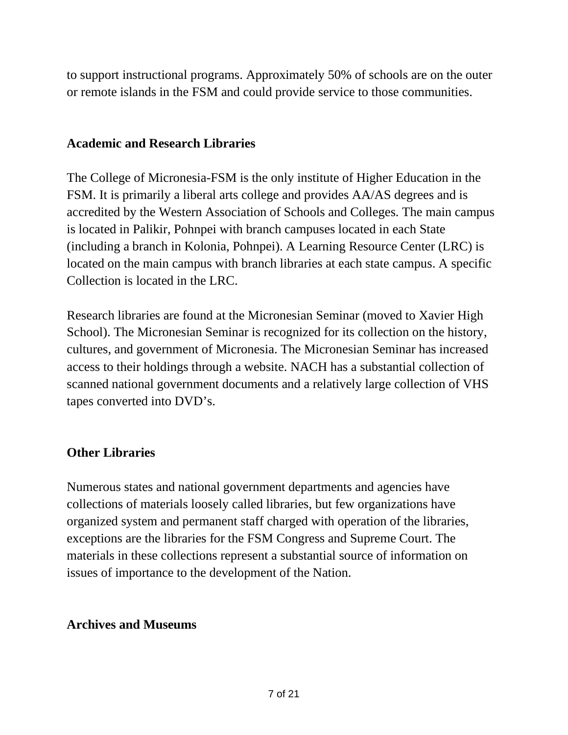to support instructional programs. Approximately 50% of schools are on the outer or remote islands in the FSM and could provide service to those communities.

### Academic and Research Libraries

The College of Micronesia-FSM is the only institute of Higher Education in the FSM. It is primarily a liberal arts college and provides AA/AS degrees and is accredited by the Western Association of Schools and Colleges. The main campus is located in Palikir, Pohnpei with branch campuses located in each State (including a branch in Kolonia, Pohnpei). A Learning Resource Center (LRC) is located on the main campus with branch libraries at each state campus. A specific Collection is located in the LRC.

Research libraries are found at the Micronesian Seminar (moved to Xavier High School). The Micronesian Seminar is recognized for its collection on the history, cultures, and government of Micronesia. The Micronesian Seminar has increased access to their holdings through a website. NACH has a substantial collection of scanned national government documents and a relatively large collection of VHS tapes converted into DVD's.

### Other Libraries

Numerous states and national government departments and agencies have collections of materials loosely called libraries, but few organizations have organized system and permanent staff charged with operation of the libraries, exceptions are the libraries for the FSM Congress and Supreme Court. The materials in these collections represent a substantial source of information on issues of importance to the development of the Nation.

### Archives and Museums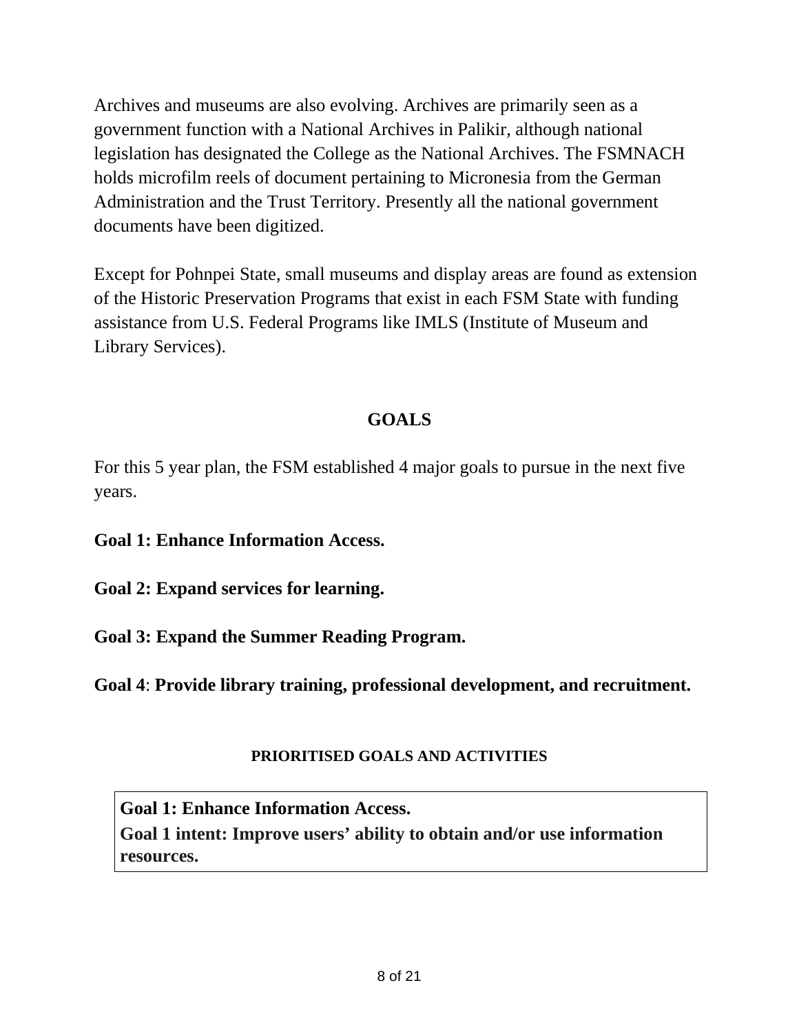Archives and museums are also evolving. Archives are primarily seen as a government function with a National Archives in Palikir, although national legislation has designated the College as the National Archives. The FSMNACH holds microfilm reels of document pertaining to Micronesia from the German Administration and the Trust Territory. Presently all the national government documents have been digitized.

Except for Pohnpei State, small museums and display areas are found as extension of the Historic Preservation Programs that exist in each FSM State with funding assistance from U.S. Federal Programs like IMLS (Institute of Museum and Library Services).

## GOALS

For this 5 year plan, the FSM established 4 major goals to pursue in the next five years.

**Goal 1: Enhance Information Access.**

**Goal 2: Expand services for learning.**

**Goal 3: Expand the Summer Reading Program.**

**Goal 4**: **Provide library training, professional development, and recruitment.**

### PRIORITISED GOALS AND ACTIVITIES

**Goal 1: Enhance Information Access.**
**Goal 1 intent: Improve users' ability to obtain and/or use information resources.**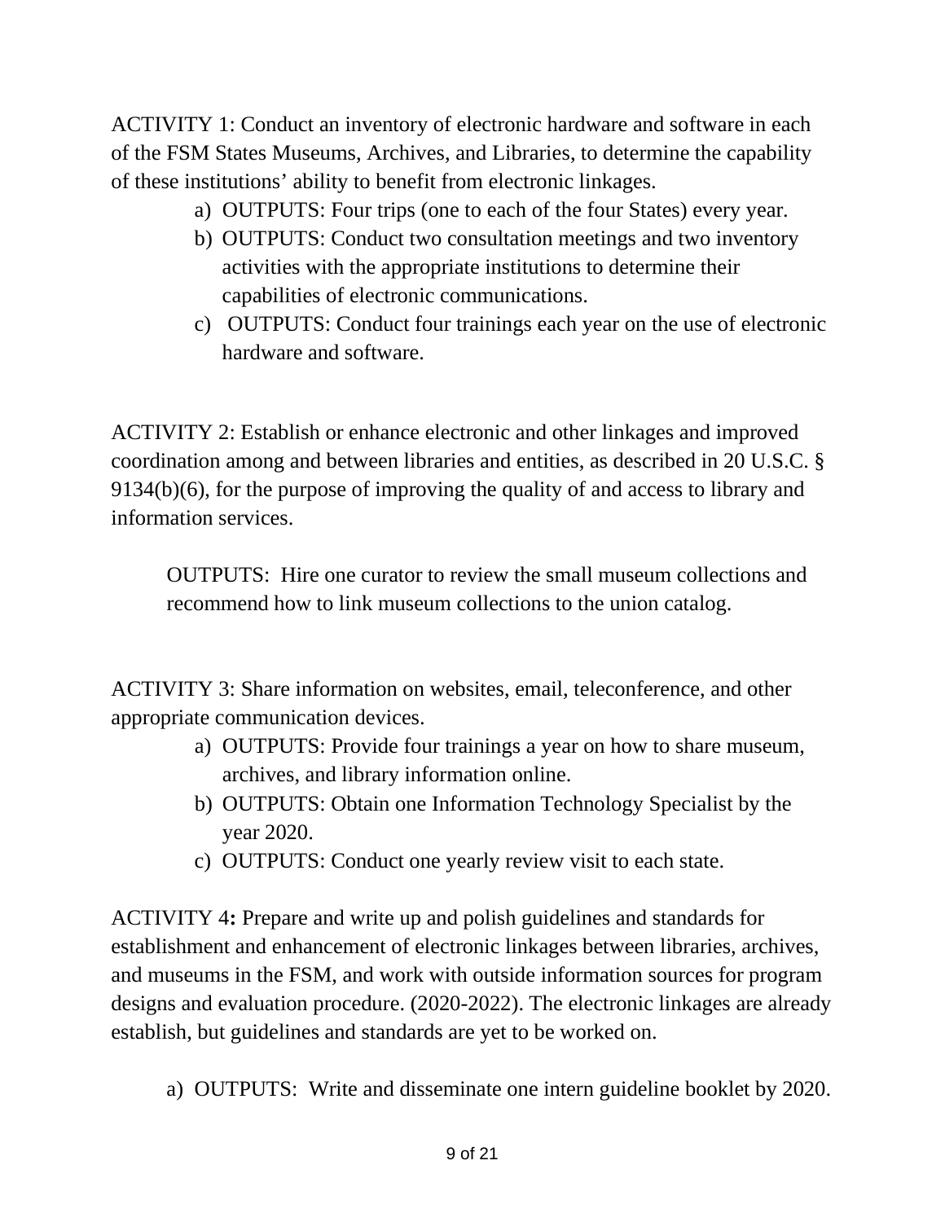ACTIVITY 1: Conduct an inventory of electronic hardware and software in each of the FSM States Museums, Archives, and Libraries, to determine the capability of these institutions' ability to benefit from electronic linkages.

a) OUTPUTS: Four trips (one to each of the four States) every year.
b) OUTPUTS: Conduct two consultation meetings and two inventory activities with the appropriate institutions to determine their capabilities of electronic communications.
c) OUTPUTS: Conduct four trainings each year on the use of electronic hardware and software.

ACTIVITY 2: Establish or enhance electronic and other linkages and improved coordination among and between libraries and entities, as described in 20 U.S.C. § 9134(b)(6), for the purpose of improving the quality of and access to library and information services.

OUTPUTS: Hire one curator to review the small museum collections and recommend how to link museum collections to the union catalog.

ACTIVITY 3: Share information on websites, email, teleconference, and other appropriate communication devices.

a) OUTPUTS: Provide four trainings a year on how to share museum, archives, and library information online.
b) OUTPUTS: Obtain one Information Technology Specialist by the year 2020.
c) OUTPUTS: Conduct one yearly review visit to each state.

ACTIVITY 4**:** Prepare and write up and polish guidelines and standards for establishment and enhancement of electronic linkages between libraries, archives, and museums in the FSM, and work with outside information sources for program designs and evaluation procedure. (2020-2022). The electronic linkages are already establish, but guidelines and standards are yet to be worked on.

a) OUTPUTS: Write and disseminate one intern guideline booklet by 2020.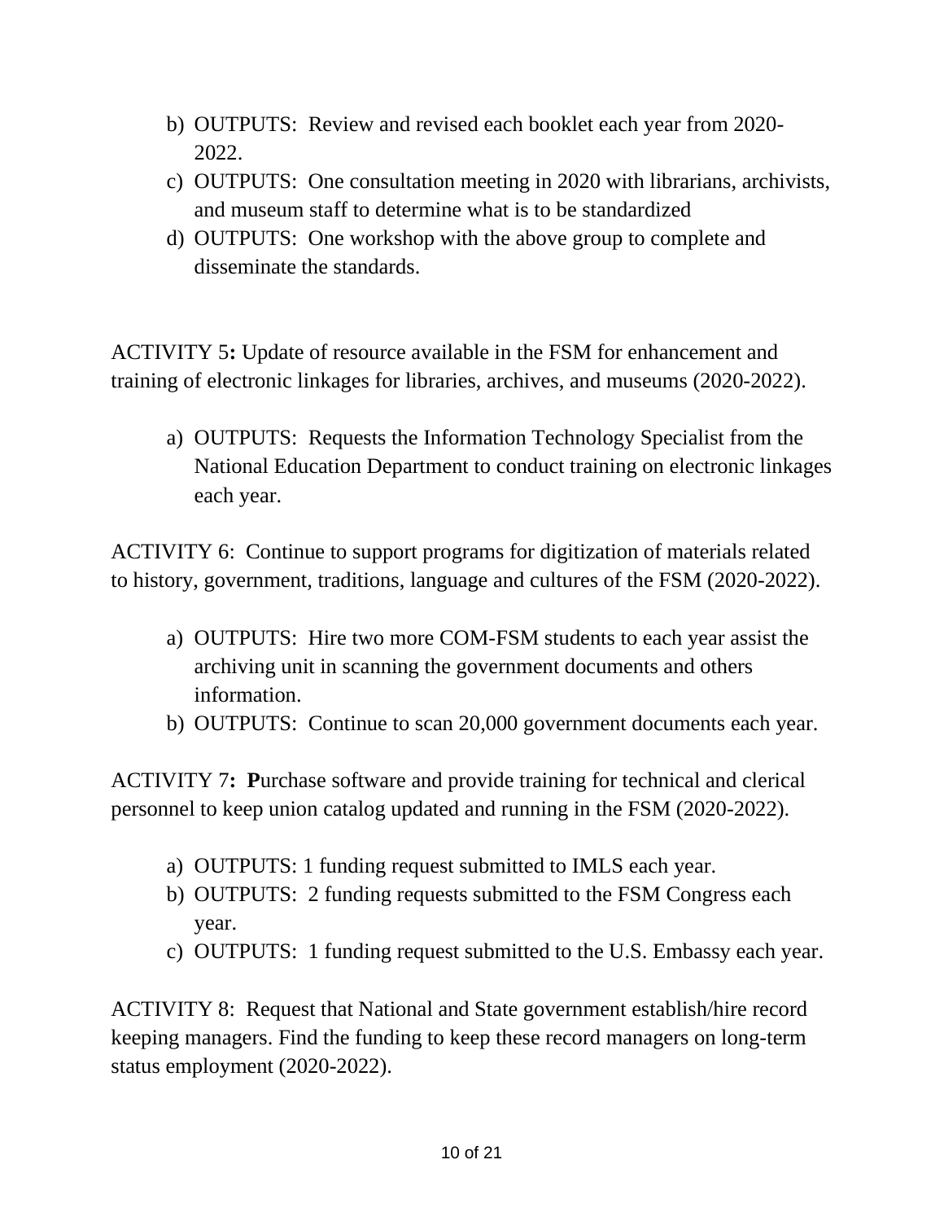b) OUTPUTS: Review and revised each booklet each year from 2020-2022.
c) OUTPUTS: One consultation meeting in 2020 with librarians, archivists, and museum staff to determine what is to be standardized
d) OUTPUTS: One workshop with the above group to complete and disseminate the standards.

ACTIVITY 5**:** Update of resource available in the FSM for enhancement and training of electronic linkages for libraries, archives, and museums (2020-2022).

a) OUTPUTS: Requests the Information Technology Specialist from the National Education Department to conduct training on electronic linkages each year.

ACTIVITY 6: Continue to support programs for digitization of materials related to history, government, traditions, language and cultures of the FSM (2020-2022).

a) OUTPUTS: Hire two more COM-FSM students to each year assist the archiving unit in scanning the government documents and others information.
b) OUTPUTS: Continue to scan 20,000 government documents each year.

ACTIVITY 7**: P**urchase software and provide training for technical and clerical personnel to keep union catalog updated and running in the FSM (2020-2022).

a) OUTPUTS: 1 funding request submitted to IMLS each year.
b) OUTPUTS: 2 funding requests submitted to the FSM Congress each year.
c) OUTPUTS: 1 funding request submitted to the U.S. Embassy each year.

ACTIVITY 8: Request that National and State government establish/hire record keeping managers. Find the funding to keep these record managers on long-term status employment (2020-2022).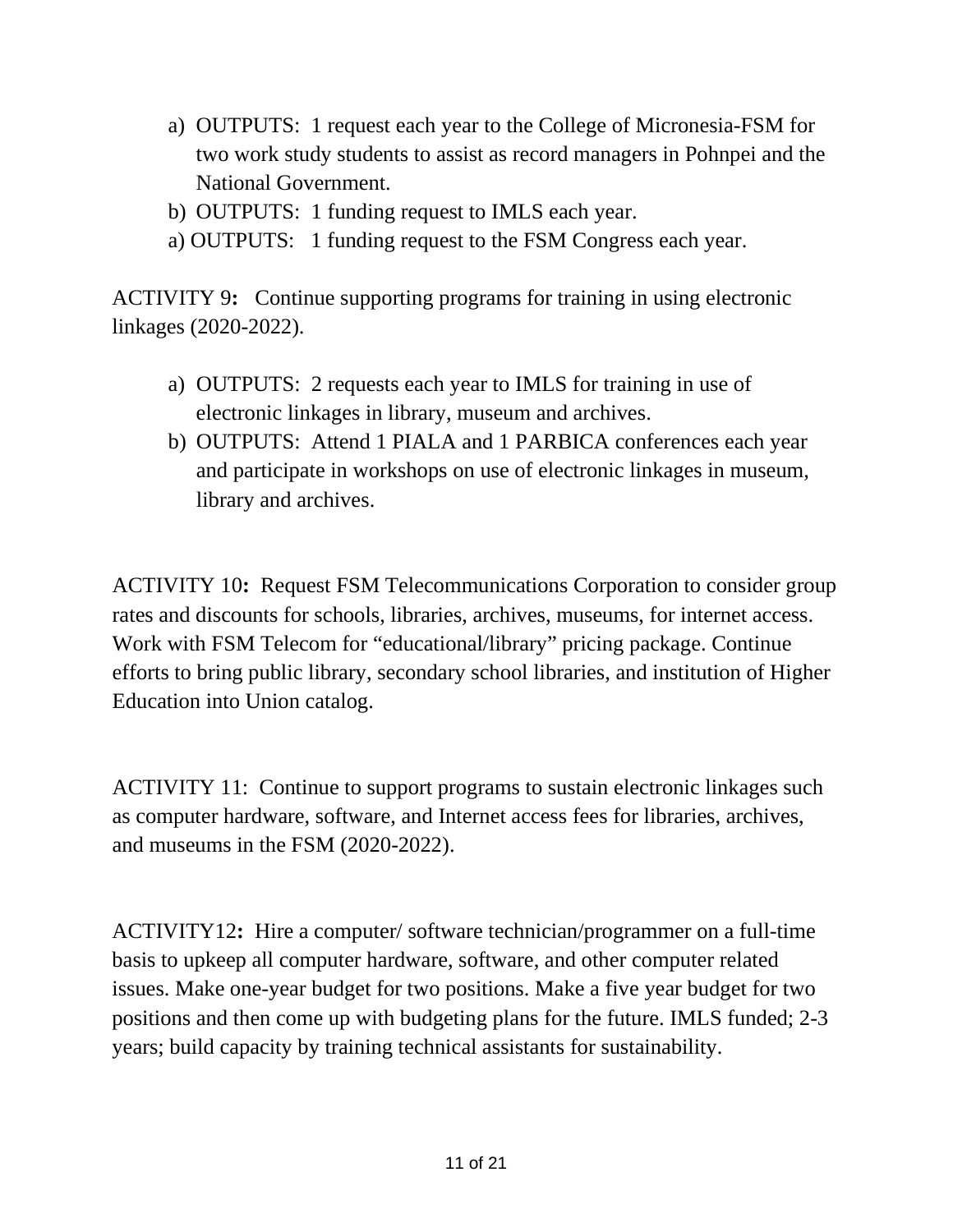a) OUTPUTS: 1 request each year to the College of Micronesia-FSM for two work study students to assist as record managers in Pohnpei and the National Government.

b) OUTPUTS: 1 funding request to IMLS each year.

a) OUTPUTS: 1 funding request to the FSM Congress each year.

ACTIVITY 9**:** Continue supporting programs for training in using electronic linkages (2020-2022).

a) OUTPUTS: 2 requests each year to IMLS for training in use of electronic linkages in library, museum and archives.

b) OUTPUTS: Attend 1 PIALA and 1 PARBICA conferences each year and participate in workshops on use of electronic linkages in museum, library and archives.

ACTIVITY 10**:** Request FSM Telecommunications Corporation to consider group rates and discounts for schools, libraries, archives, museums, for internet access. Work with FSM Telecom for "educational/library" pricing package. Continue efforts to bring public library, secondary school libraries, and institution of Higher Education into Union catalog.

ACTIVITY 11: Continue to support programs to sustain electronic linkages such as computer hardware, software, and Internet access fees for libraries, archives, and museums in the FSM (2020-2022).

ACTIVITY12**:** Hire a computer/ software technician/programmer on a full-time basis to upkeep all computer hardware, software, and other computer related issues. Make one-year budget for two positions. Make a five year budget for two positions and then come up with budgeting plans for the future. IMLS funded; 2-3 years; build capacity by training technical assistants for sustainability.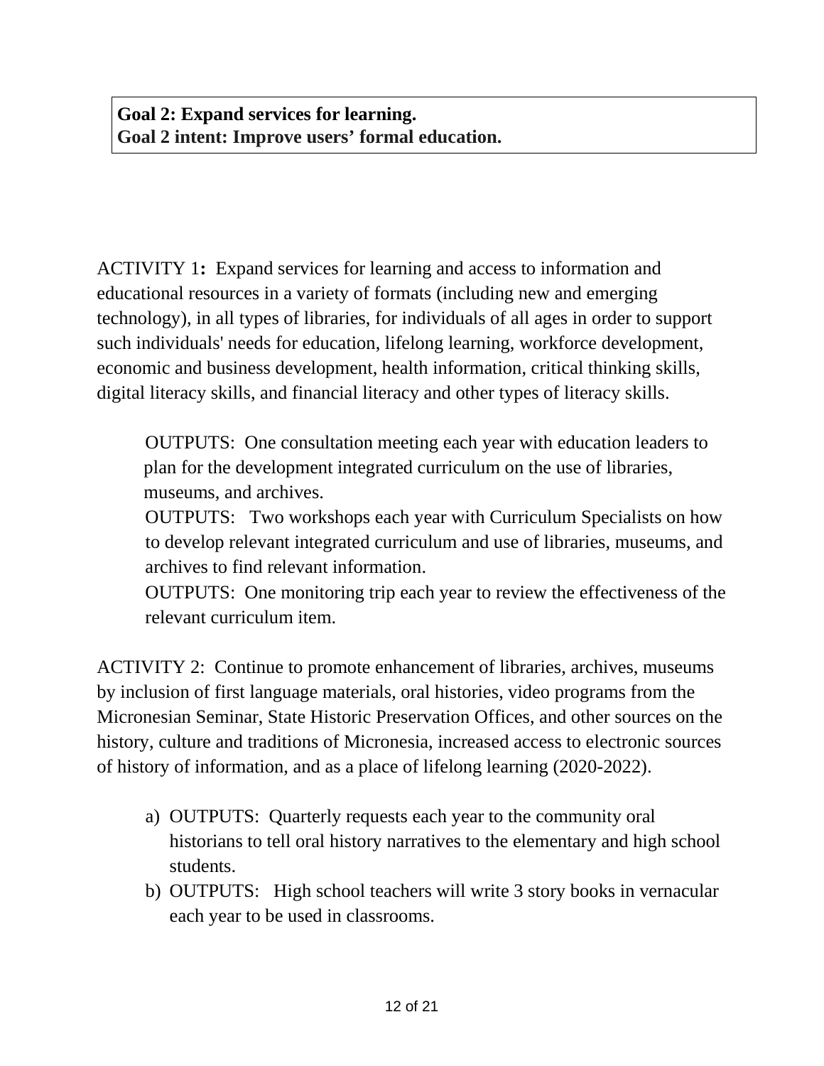**Goal 2: Expand services for learning.**
**Goal 2 intent: Improve users' formal education.**

ACTIVITY 1**:** Expand services for learning and access to information and educational resources in a variety of formats (including new and emerging technology), in all types of libraries, for individuals of all ages in order to support such individuals' needs for education, lifelong learning, workforce development, economic and business development, health information, critical thinking skills, digital literacy skills, and financial literacy and other types of literacy skills.

OUTPUTS: One consultation meeting each year with education leaders to plan for the development integrated curriculum on the use of libraries, museums, and archives.

OUTPUTS: Two workshops each year with Curriculum Specialists on how to develop relevant integrated curriculum and use of libraries, museums, and archives to find relevant information.

OUTPUTS: One monitoring trip each year to review the effectiveness of the relevant curriculum item.

ACTIVITY 2: Continue to promote enhancement of libraries, archives, museums by inclusion of first language materials, oral histories, video programs from the Micronesian Seminar, State Historic Preservation Offices, and other sources on the history, culture and traditions of Micronesia, increased access to electronic sources of history of information, and as a place of lifelong learning (2020-2022).

a) OUTPUTS: Quarterly requests each year to the community oral historians to tell oral history narratives to the elementary and high school students.
b) OUTPUTS: High school teachers will write 3 story books in vernacular each year to be used in classrooms.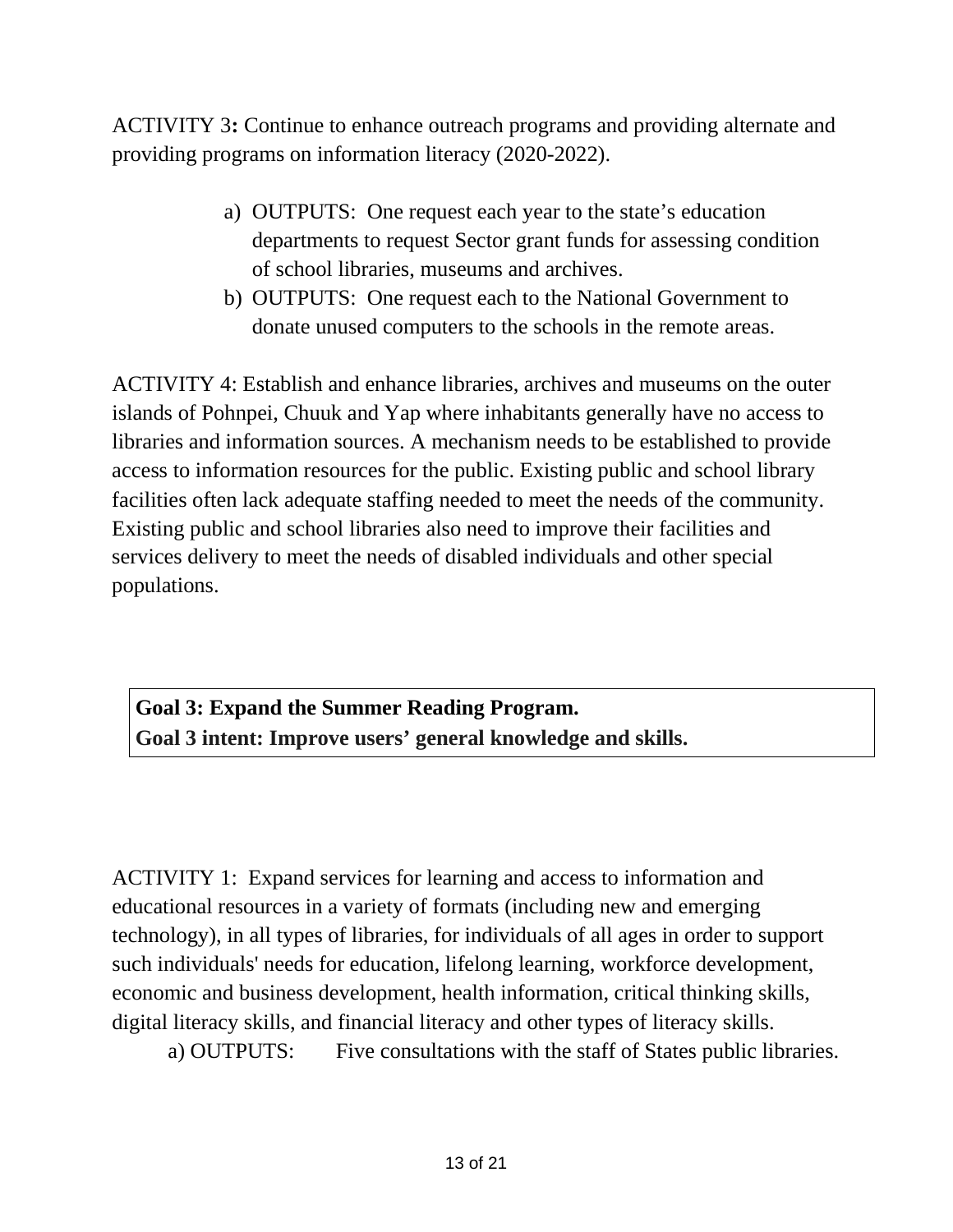ACTIVITY 3**:** Continue to enhance outreach programs and providing alternate and providing programs on information literacy (2020-2022).

a) OUTPUTS: One request each year to the state's education departments to request Sector grant funds for assessing condition of school libraries, museums and archives.
b) OUTPUTS: One request each to the National Government to donate unused computers to the schools in the remote areas.

ACTIVITY 4: Establish and enhance libraries, archives and museums on the outer islands of Pohnpei, Chuuk and Yap where inhabitants generally have no access to libraries and information sources. A mechanism needs to be established to provide access to information resources for the public. Existing public and school library facilities often lack adequate staffing needed to meet the needs of the community. Existing public and school libraries also need to improve their facilities and services delivery to meet the needs of disabled individuals and other special populations.

**Goal 3: Expand the Summer Reading Program.**
**Goal 3 intent: Improve users' general knowledge and skills.**

ACTIVITY 1: Expand services for learning and access to information and educational resources in a variety of formats (including new and emerging technology), in all types of libraries, for individuals of all ages in order to support such individuals' needs for education, lifelong learning, workforce development, economic and business development, health information, critical thinking skills, digital literacy skills, and financial literacy and other types of literacy skills.

a) OUTPUTS: Five consultations with the staff of States public libraries.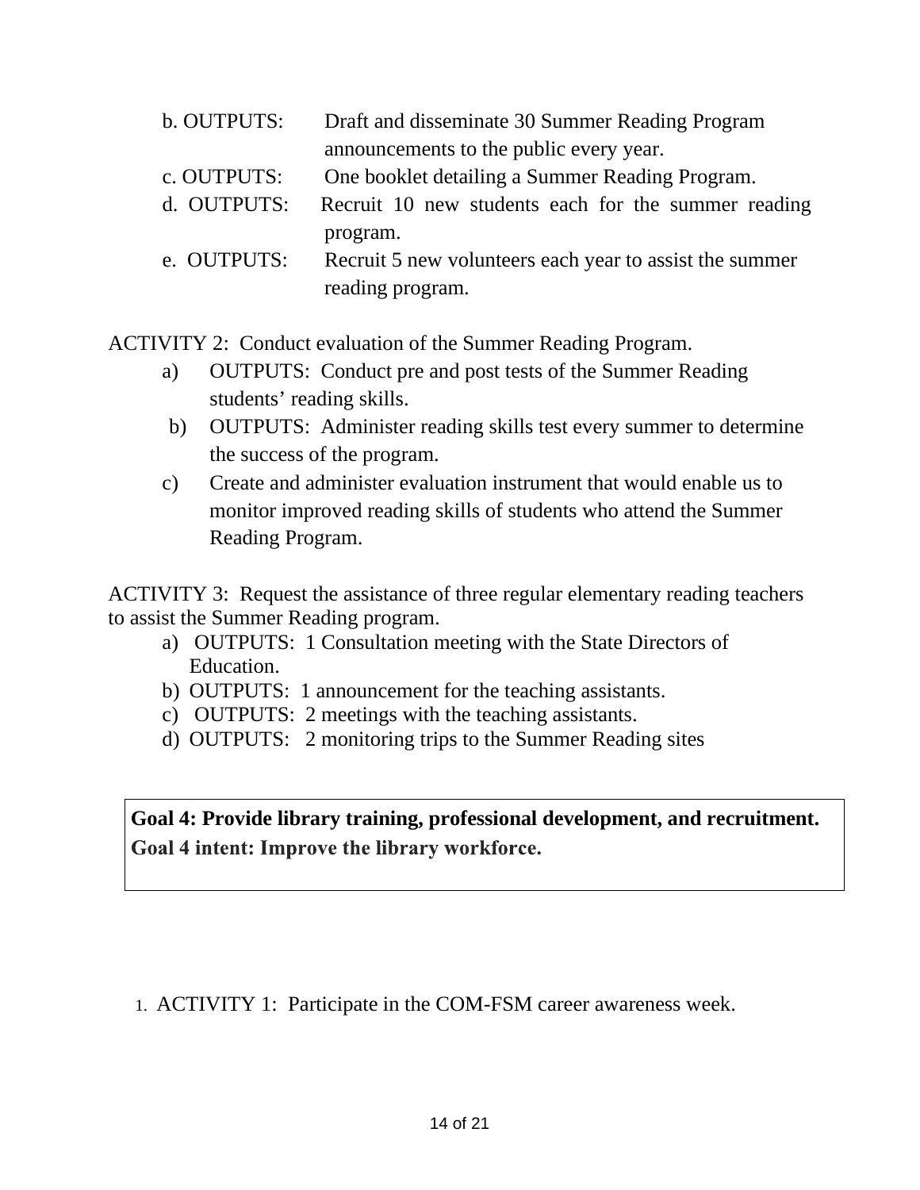b. OUTPUTS: Draft and disseminate 30 Summer Reading Program announcements to the public every year.

c. OUTPUTS: One booklet detailing a Summer Reading Program.

d. OUTPUTS: Recruit 10 new students each for the summer reading program.

e. OUTPUTS: Recruit 5 new volunteers each year to assist the summer reading program.

ACTIVITY 2: Conduct evaluation of the Summer Reading Program.

a) OUTPUTS: Conduct pre and post tests of the Summer Reading students' reading skills.
b) OUTPUTS: Administer reading skills test every summer to determine the success of the program.
c) Create and administer evaluation instrument that would enable us to monitor improved reading skills of students who attend the Summer Reading Program.

ACTIVITY 3: Request the assistance of three regular elementary reading teachers to assist the Summer Reading program.

a) OUTPUTS: 1 Consultation meeting with the State Directors of Education.
b) OUTPUTS: 1 announcement for the teaching assistants.
c) OUTPUTS: 2 meetings with the teaching assistants.
d) OUTPUTS: 2 monitoring trips to the Summer Reading sites

**Goal 4: Provide library training, professional development, and recruitment.**
**Goal 4 intent: Improve the library workforce.**

1. ACTIVITY 1: Participate in the COM-FSM career awareness week.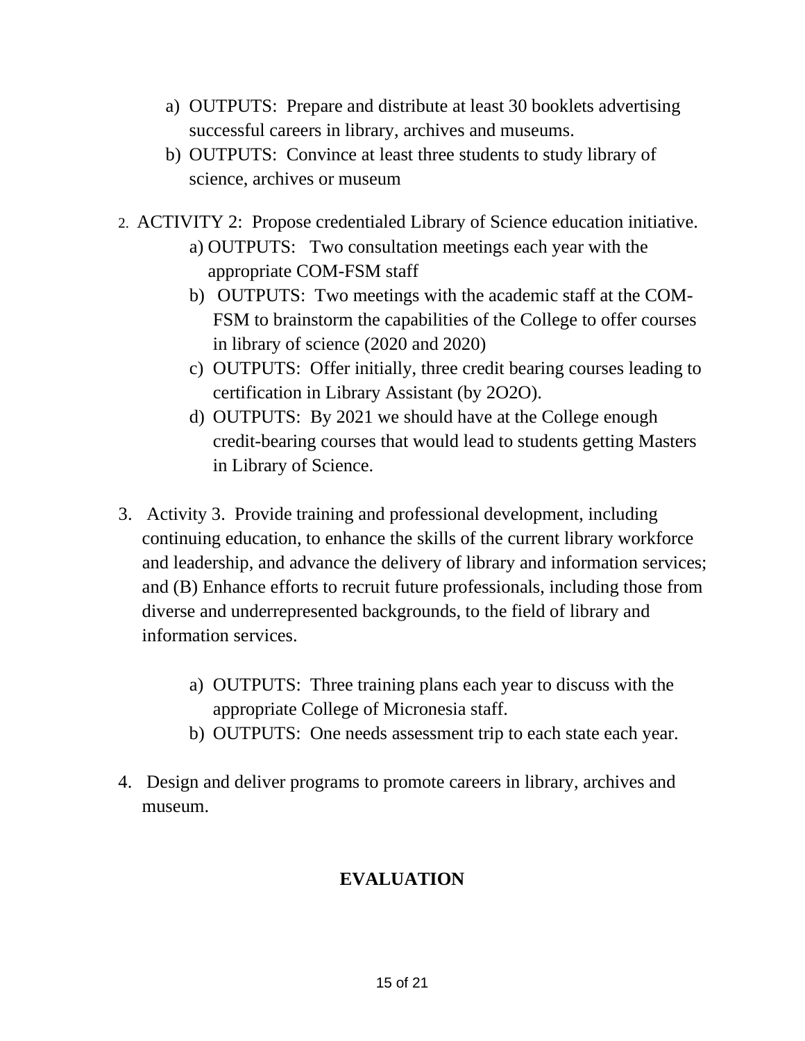a) OUTPUTS: Prepare and distribute at least 30 booklets advertising successful careers in library, archives and museums.
b) OUTPUTS: Convince at least three students to study library of science, archives or museum

2. ACTIVITY 2: Propose credentialed Library of Science education initiative.
   a) OUTPUTS: Two consultation meetings each year with the appropriate COM-FSM staff
   b) OUTPUTS: Two meetings with the academic staff at the COM-FSM to brainstorm the capabilities of the College to offer courses in library of science (2020 and 2020)
   c) OUTPUTS: Offer initially, three credit bearing courses leading to certification in Library Assistant (by 2O2O).
   d) OUTPUTS: By 2021 we should have at the College enough credit-bearing courses that would lead to students getting Masters in Library of Science.

3. Activity 3. Provide training and professional development, including continuing education, to enhance the skills of the current library workforce and leadership, and advance the delivery of library and information services; and (B) Enhance efforts to recruit future professionals, including those from diverse and underrepresented backgrounds, to the field of library and information services.

   a) OUTPUTS: Three training plans each year to discuss with the appropriate College of Micronesia staff.
   b) OUTPUTS: One needs assessment trip to each state each year.

4. Design and deliver programs to promote careers in library, archives and museum.

## EVALUATION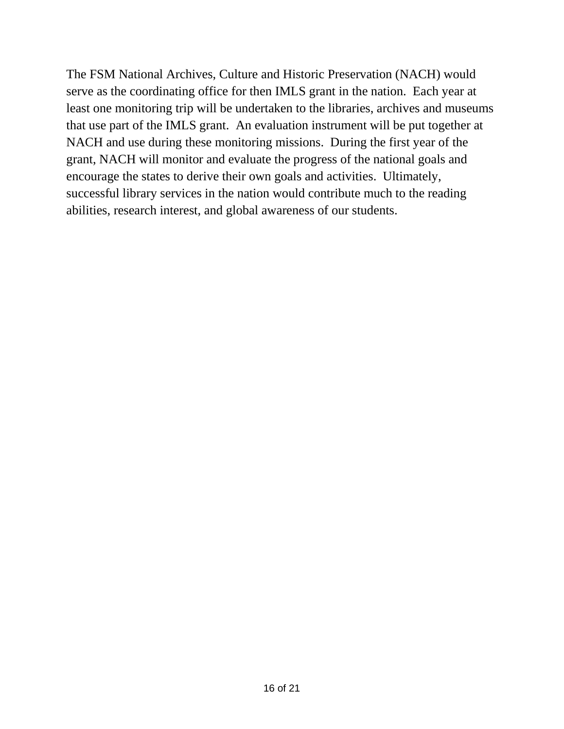The FSM National Archives, Culture and Historic Preservation (NACH) would serve as the coordinating office for then IMLS grant in the nation. Each year at least one monitoring trip will be undertaken to the libraries, archives and museums that use part of the IMLS grant. An evaluation instrument will be put together at NACH and use during these monitoring missions. During the first year of the grant, NACH will monitor and evaluate the progress of the national goals and encourage the states to derive their own goals and activities. Ultimately, successful library services in the nation would contribute much to the reading abilities, research interest, and global awareness of our students.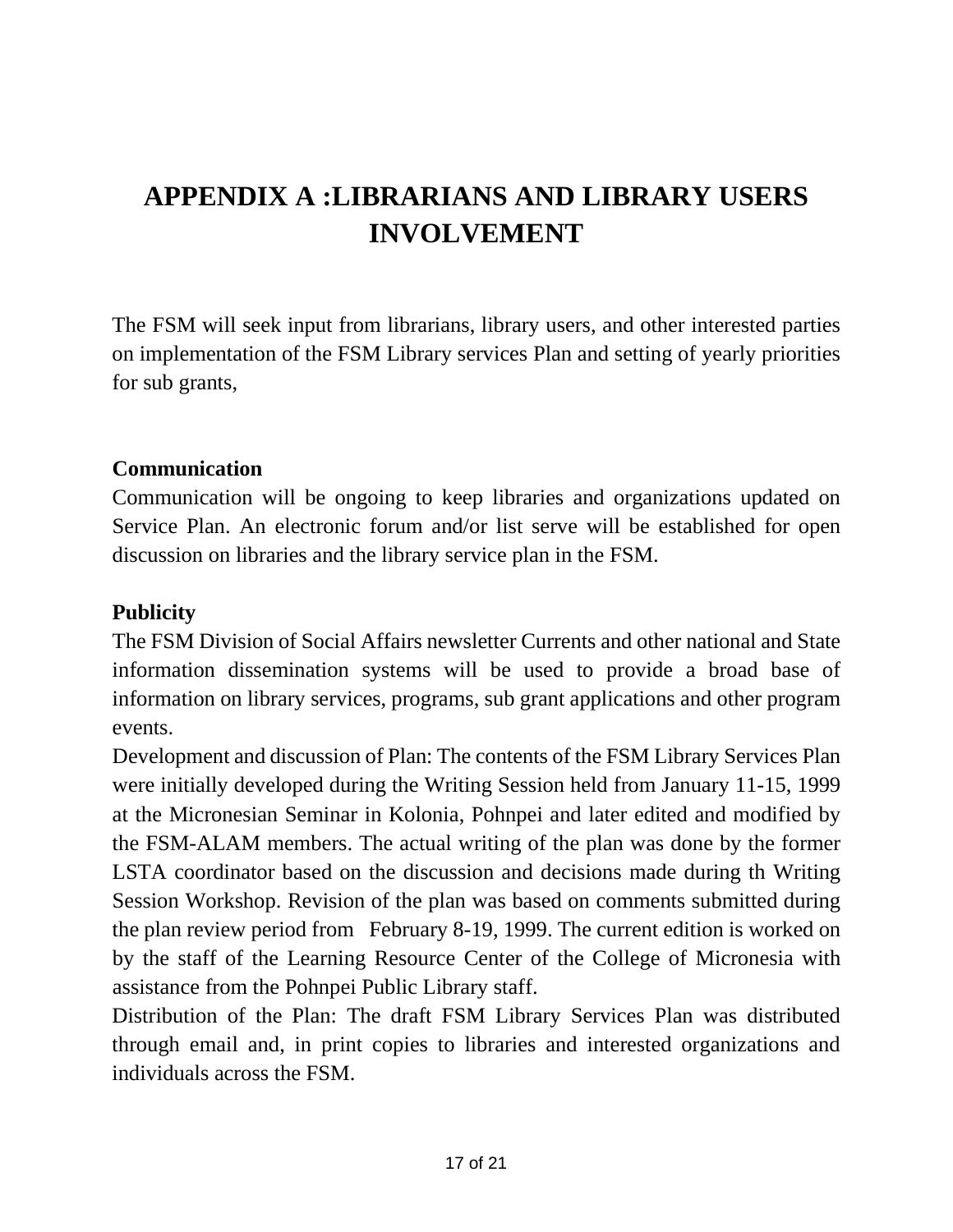# APPENDIX A :LIBRARIANS AND LIBRARY USERS INVOLVEMENT

The FSM will seek input from librarians, library users, and other interested parties on implementation of the FSM Library services Plan and setting of yearly priorities for sub grants,

**Communication**

Communication will be ongoing to keep libraries and organizations updated on Service Plan. An electronic forum and/or list serve will be established for open discussion on libraries and the library service plan in the FSM.

**Publicity**

The FSM Division of Social Affairs newsletter Currents and other national and State information dissemination systems will be used to provide a broad base of information on library services, programs, sub grant applications and other program events.

Development and discussion of Plan: The contents of the FSM Library Services Plan were initially developed during the Writing Session held from January 11-15, 1999 at the Micronesian Seminar in Kolonia, Pohnpei and later edited and modified by the FSM-ALAM members. The actual writing of the plan was done by the former LSTA coordinator based on the discussion and decisions made during th Writing Session Workshop. Revision of the plan was based on comments submitted during the plan review period from February 8-19, 1999. The current edition is worked on by the staff of the Learning Resource Center of the College of Micronesia with assistance from the Pohnpei Public Library staff.

Distribution of the Plan: The draft FSM Library Services Plan was distributed through email and, in print copies to libraries and interested organizations and individuals across the FSM.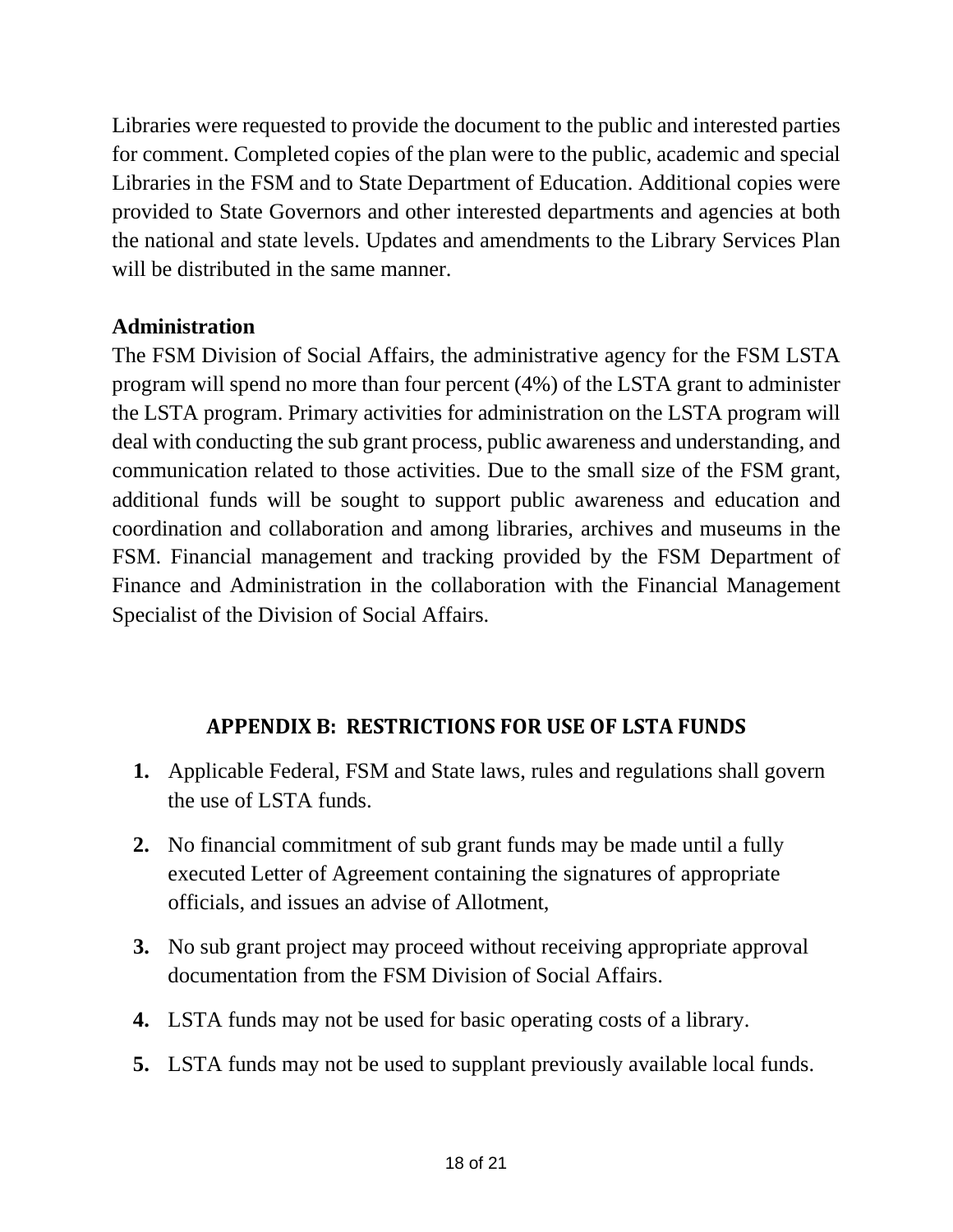Libraries were requested to provide the document to the public and interested parties for comment. Completed copies of the plan were to the public, academic and special Libraries in the FSM and to State Department of Education. Additional copies were provided to State Governors and other interested departments and agencies at both the national and state levels. Updates and amendments to the Library Services Plan will be distributed in the same manner.

### Administration

The FSM Division of Social Affairs, the administrative agency for the FSM LSTA program will spend no more than four percent (4%) of the LSTA grant to administer the LSTA program. Primary activities for administration on the LSTA program will deal with conducting the sub grant process, public awareness and understanding, and communication related to those activities. Due to the small size of the FSM grant, additional funds will be sought to support public awareness and education and coordination and collaboration and among libraries, archives and museums in the FSM. Financial management and tracking provided by the FSM Department of Finance and Administration in the collaboration with the Financial Management Specialist of the Division of Social Affairs.

## APPENDIX B: RESTRICTIONS FOR USE OF LSTA FUNDS

1. Applicable Federal, FSM and State laws, rules and regulations shall govern the use of LSTA funds.
2. No financial commitment of sub grant funds may be made until a fully executed Letter of Agreement containing the signatures of appropriate officials, and issues an advise of Allotment,
3. No sub grant project may proceed without receiving appropriate approval documentation from the FSM Division of Social Affairs.
4. LSTA funds may not be used for basic operating costs of a library.
5. LSTA funds may not be used to supplant previously available local funds.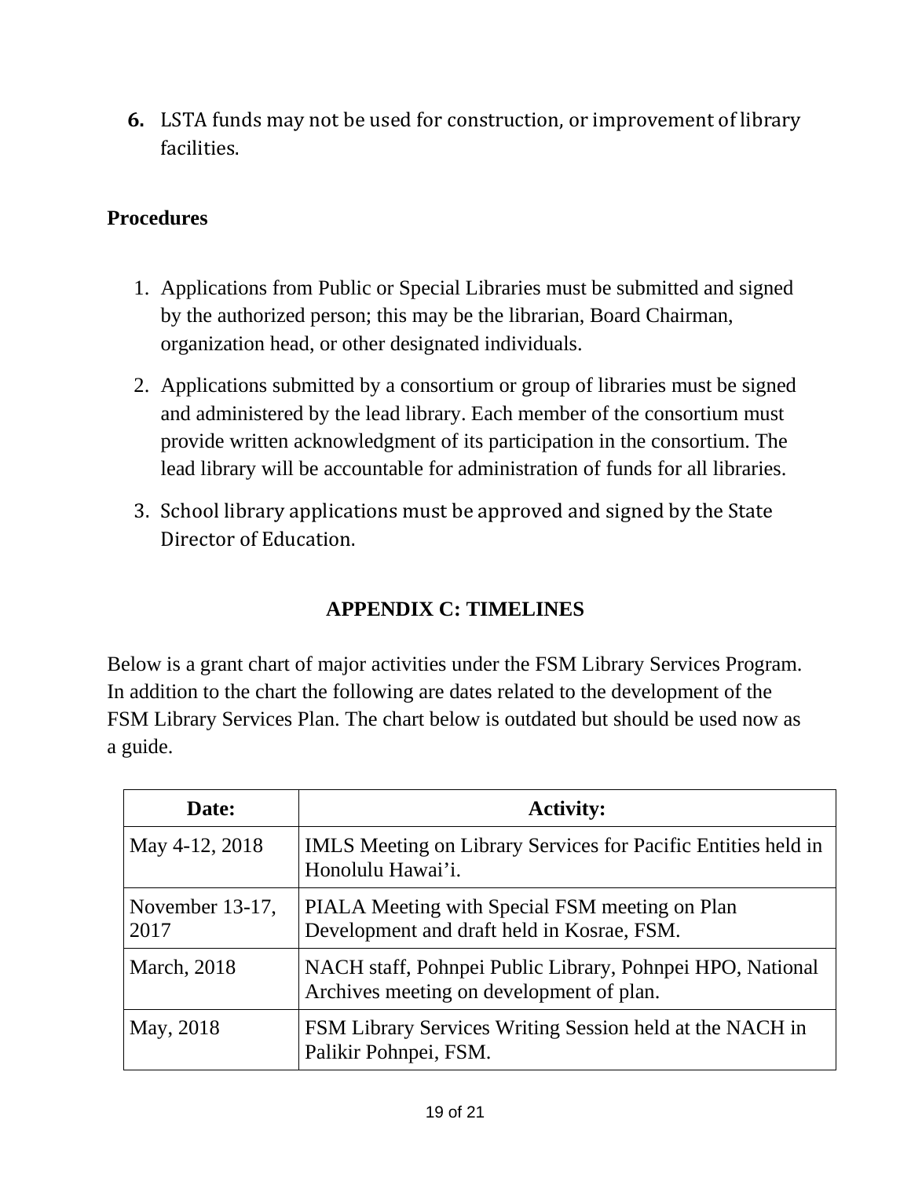6. **6.** LSTA funds may not be used for construction, or improvement of library facilities.

**Procedures**

1. Applications from Public or Special Libraries must be submitted and signed by the authorized person; this may be the librarian, Board Chairman, organization head, or other designated individuals.
2. Applications submitted by a consortium or group of libraries must be signed and administered by the lead library. Each member of the consortium must provide written acknowledgment of its participation in the consortium. The lead library will be accountable for administration of funds for all libraries.
3. School library applications must be approved and signed by the State Director of Education.

## APPENDIX C: TIMELINES

Below is a grant chart of major activities under the FSM Library Services Program. In addition to the chart the following are dates related to the development of the FSM Library Services Plan. The chart below is outdated but should be used now as a guide.

| Date: | Activity: |
|---|---|
| May 4-12, 2018 | IMLS Meeting on Library Services for Pacific Entities held in Honolulu Hawai'i. |
| November 13-17, 2017 | PIALA Meeting with Special FSM meeting on Plan Development and draft held in Kosrae, FSM. |
| March, 2018 | NACH staff, Pohnpei Public Library, Pohnpei HPO, National Archives meeting on development of plan. |
| May, 2018 | FSM Library Services Writing Session held at the NACH in Palikir Pohnpei, FSM. |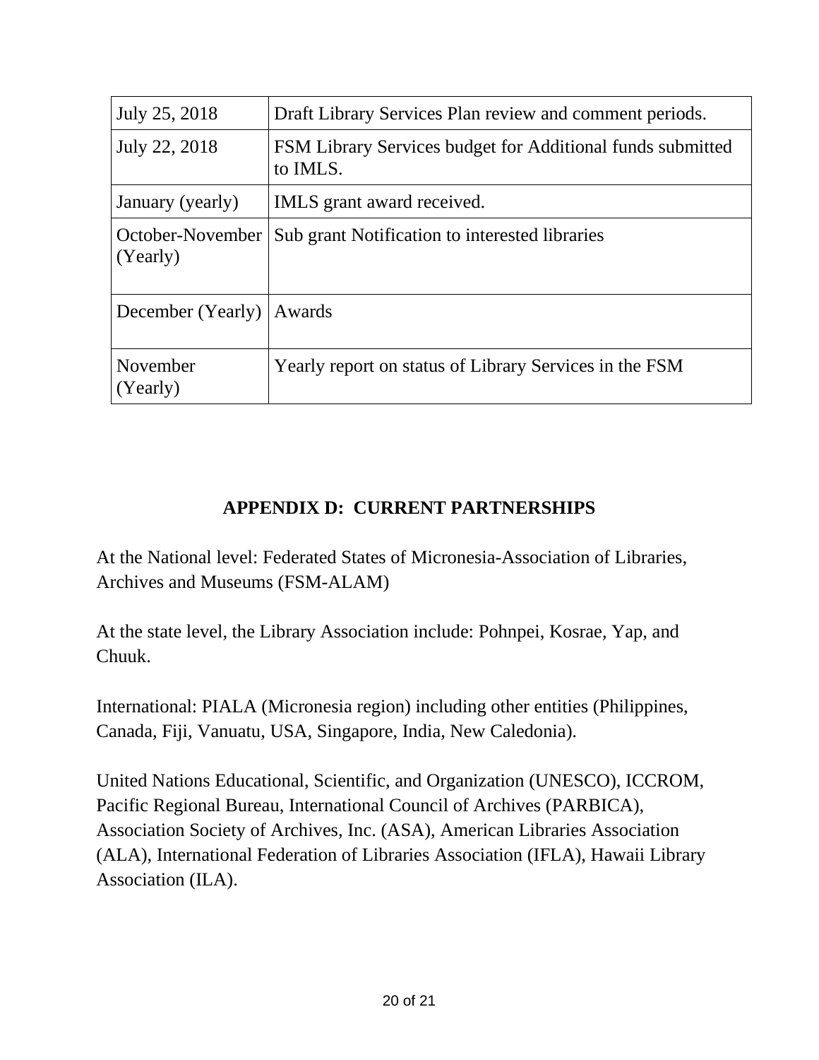| | |
|---|---|
| July 25, 2018 | Draft Library Services Plan review and comment periods. |
| July 22, 2018 | FSM Library Services budget for Additional funds submitted to IMLS. |
| January (yearly) | IMLS grant award received. |
| October-November (Yearly) | Sub grant Notification to interested libraries |
| December (Yearly) | Awards |
| November (Yearly) | Yearly report on status of Library Services in the FSM |

## APPENDIX D: CURRENT PARTNERSHIPS

At the National level: Federated States of Micronesia-Association of Libraries, Archives and Museums (FSM-ALAM)

At the state level, the Library Association include: Pohnpei, Kosrae, Yap, and Chuuk.

International: PIALA (Micronesia region) including other entities (Philippines, Canada, Fiji, Vanuatu, USA, Singapore, India, New Caledonia).

United Nations Educational, Scientific, and Organization (UNESCO), ICCROM, Pacific Regional Bureau, International Council of Archives (PARBICA), Association Society of Archives, Inc. (ASA), American Libraries Association (ALA), International Federation of Libraries Association (IFLA), Hawaii Library Association (ILA).